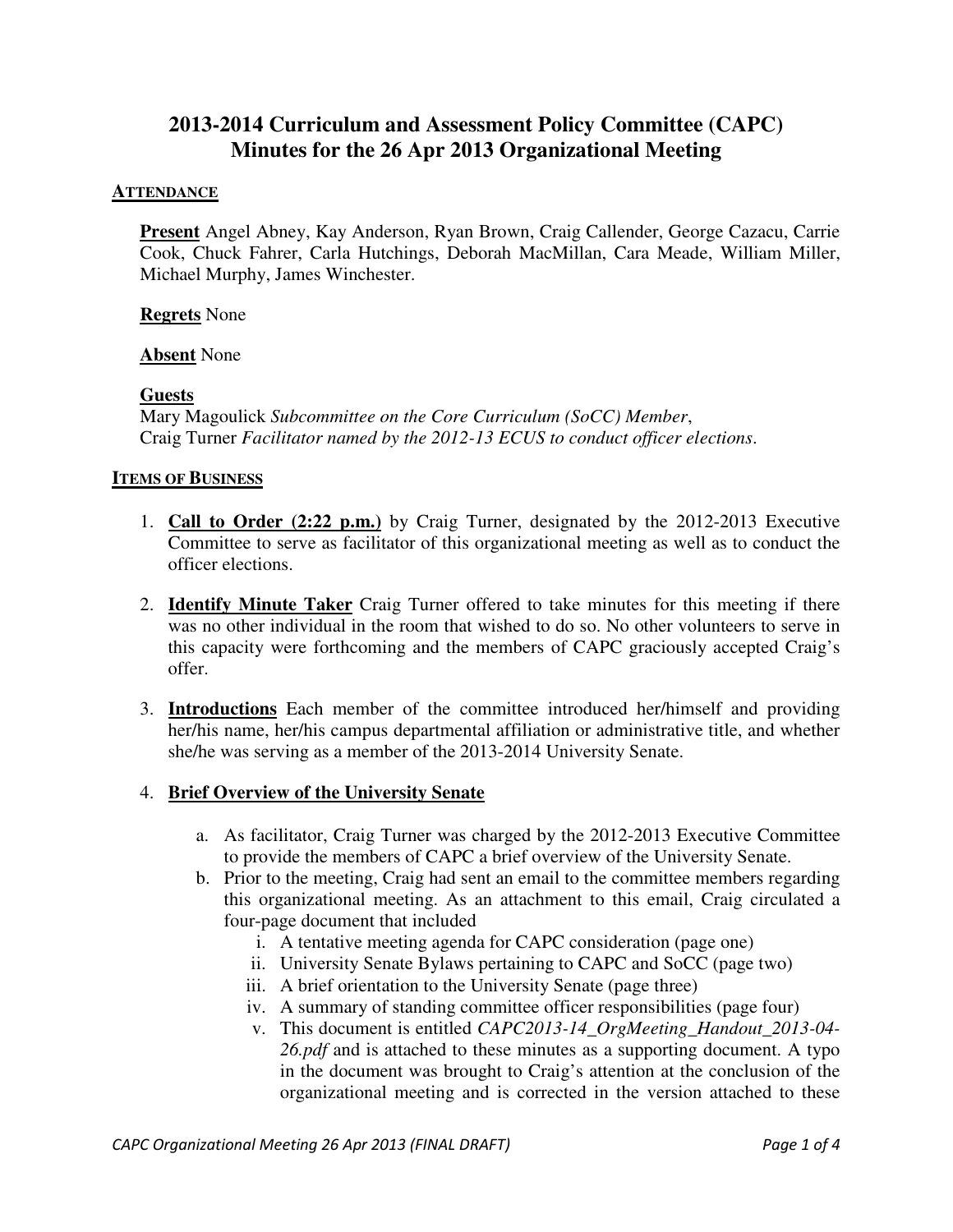# 2013-2014 Curriculum and Assessment Policy Committee (CAPC) Minutes for the 26 Apr 2013 Organizational Meeting

## ATTENDANCE

**Present** Angel Abney, Kay Anderson, Ryan Brown, Craig Callender, George Cazacu, Carrie Cook, Chuck Fahrer, Carla Hutchings, Deborah MacMillan, Cara Meade, William Miller, Michael Murphy, James Winchester.

**Regrets** None

**Absent** None

**Guests**
Mary Magoulick *Subcommittee on the Core Curriculum (SoCC) Member*,
Craig Turner *Facilitator named by the 2012-13 ECUS to conduct officer elections.*

## ITEMS OF BUSINESS

1. **Call to Order (2:22 p.m.)** by Craig Turner, designated by the 2012-2013 Executive Committee to serve as facilitator of this organizational meeting as well as to conduct the officer elections.

2. **Identify Minute Taker** Craig Turner offered to take minutes for this meeting if there was no other individual in the room that wished to do so. No other volunteers to serve in this capacity were forthcoming and the members of CAPC graciously accepted Craig's offer.

3. **Introductions** Each member of the committee introduced her/himself and providing her/his name, her/his campus departmental affiliation or administrative title, and whether she/he was serving as a member of the 2013-2014 University Senate.

4. **Brief Overview of the University Senate**

   a. As facilitator, Craig Turner was charged by the 2012-2013 Executive Committee to provide the members of CAPC a brief overview of the University Senate.

   b. Prior to the meeting, Craig had sent an email to the committee members regarding this organizational meeting. As an attachment to this email, Craig circulated a four-page document that included

      i. A tentative meeting agenda for CAPC consideration (page one)

      ii. University Senate Bylaws pertaining to CAPC and SoCC (page two)

      iii. A brief orientation to the University Senate (page three)

      iv. A summary of standing committee officer responsibilities (page four)

      v. This document is entitled *CAPC2013-14_OrgMeeting_Handout_2013-04-26.pdf* and is attached to these minutes as a supporting document. A typo in the document was brought to Craig's attention at the conclusion of the organizational meeting and is corrected in the version attached to these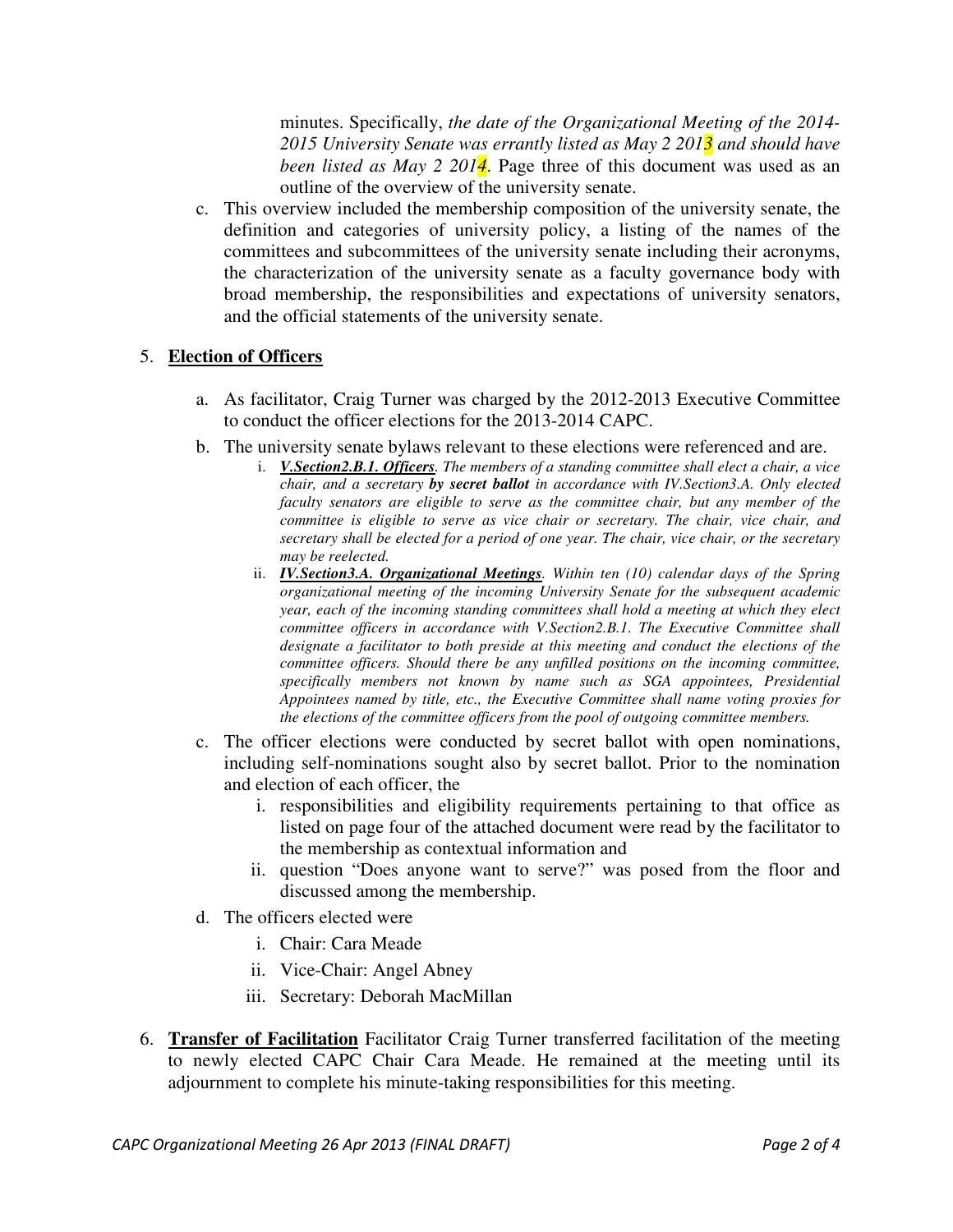minutes. Specifically, *the date of the Organizational Meeting of the 2014-2015 University Senate was errantly listed as May 2 2013 and should have been listed as May 2 2014*. Page three of this document was used as an outline of the overview of the university senate.

c. This overview included the membership composition of the university senate, the definition and categories of university policy, a listing of the names of the committees and subcommittees of the university senate including their acronyms, the characterization of the university senate as a faculty governance body with broad membership, the responsibilities and expectations of university senators, and the official statements of the university senate.

5. **Election of Officers**

   a. As facilitator, Craig Turner was charged by the 2012-2013 Executive Committee to conduct the officer elections for the 2013-2014 CAPC.

   b. The university senate bylaws relevant to these elections were referenced and are.
      i. ***V.Section2.B.1. Officers****. The members of a standing committee shall elect a chair, a vice chair, and a secretary* ***by secret ballot*** *in accordance with IV.Section3.A. Only elected faculty senators are eligible to serve as the committee chair, but any member of the committee is eligible to serve as vice chair or secretary. The chair, vice chair, and secretary shall be elected for a period of one year. The chair, vice chair, or the secretary may be reelected.*
      ii. ***IV.Section3.A. Organizational Meetings****. Within ten (10) calendar days of the Spring organizational meeting of the incoming University Senate for the subsequent academic year, each of the incoming standing committees shall hold a meeting at which they elect committee officers in accordance with V.Section2.B.1. The Executive Committee shall designate a facilitator to both preside at this meeting and conduct the elections of the committee officers. Should there be any unfilled positions on the incoming committee, specifically members not known by name such as SGA appointees, Presidential Appointees named by title, etc., the Executive Committee shall name voting proxies for the elections of the committee officers from the pool of outgoing committee members.*

   c. The officer elections were conducted by secret ballot with open nominations, including self-nominations sought also by secret ballot. Prior to the nomination and election of each officer, the
      i. responsibilities and eligibility requirements pertaining to that office as listed on page four of the attached document were read by the facilitator to the membership as contextual information and
      ii. question "Does anyone want to serve?" was posed from the floor and discussed among the membership.

   d. The officers elected were
      i. Chair: Cara Meade
      ii. Vice-Chair: Angel Abney
      iii. Secretary: Deborah MacMillan

6. **Transfer of Facilitation** Facilitator Craig Turner transferred facilitation of the meeting to newly elected CAPC Chair Cara Meade. He remained at the meeting until its adjournment to complete his minute-taking responsibilities for this meeting.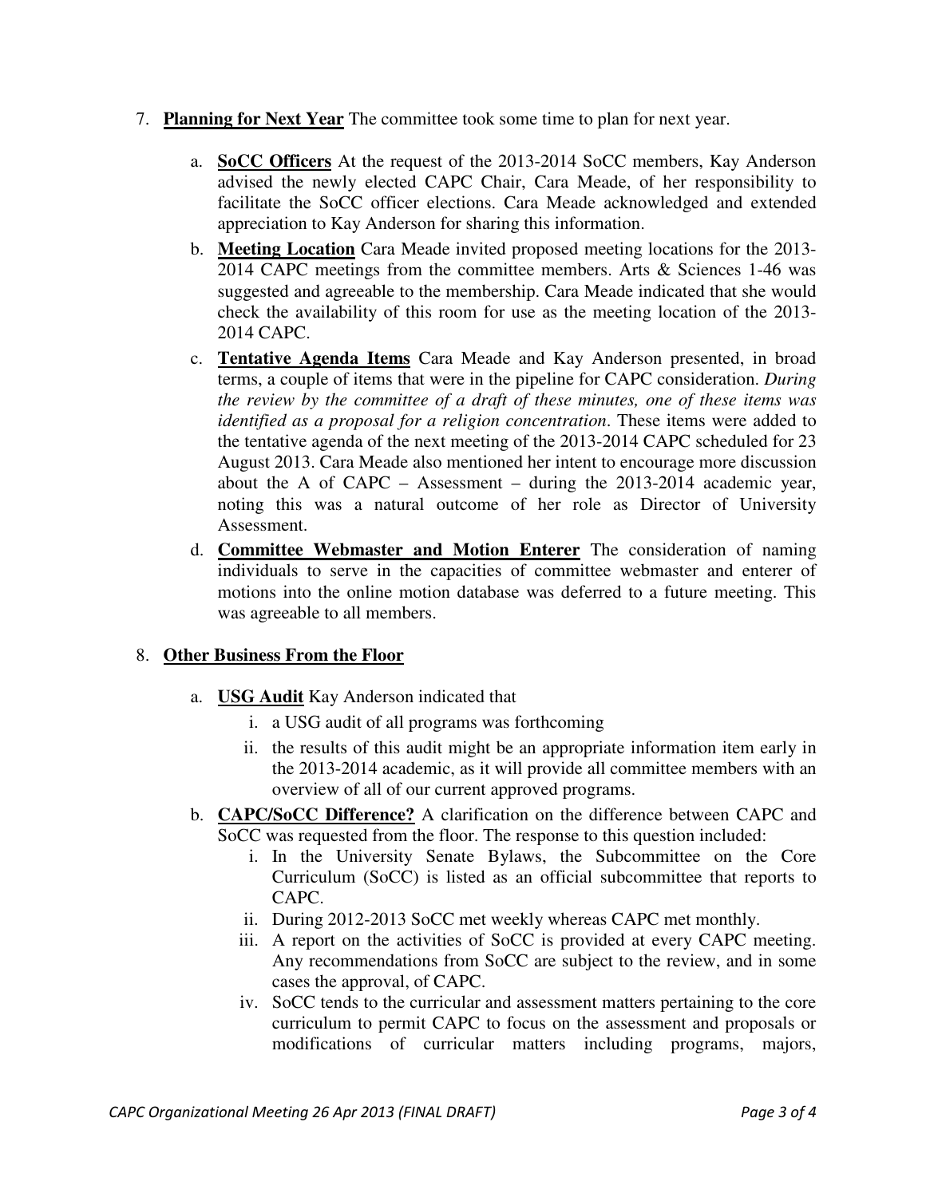7. **Planning for Next Year** The committee took some time to plan for next year.

    a. **SoCC Officers** At the request of the 2013-2014 SoCC members, Kay Anderson advised the newly elected CAPC Chair, Cara Meade, of her responsibility to facilitate the SoCC officer elections. Cara Meade acknowledged and extended appreciation to Kay Anderson for sharing this information.

    b. **Meeting Location** Cara Meade invited proposed meeting locations for the 2013-2014 CAPC meetings from the committee members. Arts & Sciences 1-46 was suggested and agreeable to the membership. Cara Meade indicated that she would check the availability of this room for use as the meeting location of the 2013-2014 CAPC.

    c. **Tentative Agenda Items** Cara Meade and Kay Anderson presented, in broad terms, a couple of items that were in the pipeline for CAPC consideration. *During the review by the committee of a draft of these minutes, one of these items was identified as a proposal for a religion concentration*. These items were added to the tentative agenda of the next meeting of the 2013-2014 CAPC scheduled for 23 August 2013. Cara Meade also mentioned her intent to encourage more discussion about the A of CAPC – Assessment – during the 2013-2014 academic year, noting this was a natural outcome of her role as Director of University Assessment.

    d. **Committee Webmaster and Motion Enterer** The consideration of naming individuals to serve in the capacities of committee webmaster and enterer of motions into the online motion database was deferred to a future meeting. This was agreeable to all members.

8. **Other Business From the Floor**

    a. **USG Audit** Kay Anderson indicated that
        i. a USG audit of all programs was forthcoming
        ii. the results of this audit might be an appropriate information item early in the 2013-2014 academic, as it will provide all committee members with an overview of all of our current approved programs.

    b. **CAPC/SoCC Difference?** A clarification on the difference between CAPC and SoCC was requested from the floor. The response to this question included:
        i. In the University Senate Bylaws, the Subcommittee on the Core Curriculum (SoCC) is listed as an official subcommittee that reports to CAPC.
        ii. During 2012-2013 SoCC met weekly whereas CAPC met monthly.
        iii. A report on the activities of SoCC is provided at every CAPC meeting. Any recommendations from SoCC are subject to the review, and in some cases the approval, of CAPC.
        iv. SoCC tends to the curricular and assessment matters pertaining to the core curriculum to permit CAPC to focus on the assessment and proposals or modifications of curricular matters including programs, majors,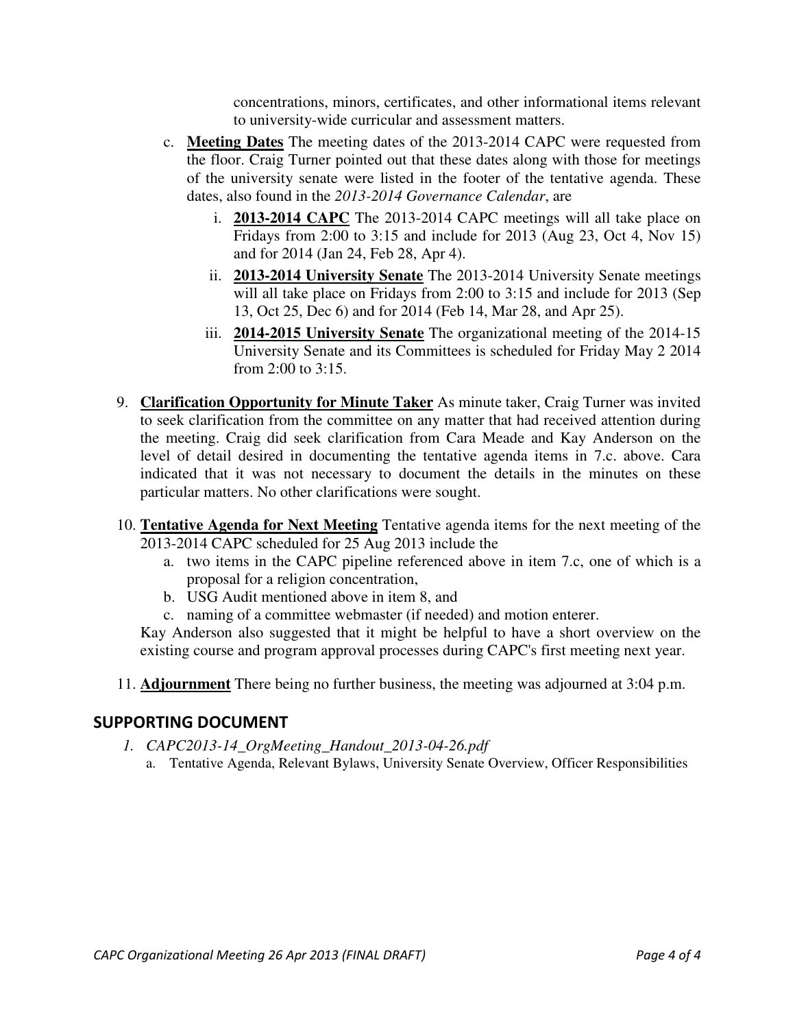concentrations, minors, certificates, and other informational items relevant to university-wide curricular and assessment matters.

c. **Meeting Dates** The meeting dates of the 2013-2014 CAPC were requested from the floor. Craig Turner pointed out that these dates along with those for meetings of the university senate were listed in the footer of the tentative agenda. These dates, also found in the *2013-2014 Governance Calendar*, are
   i. **2013-2014 CAPC** The 2013-2014 CAPC meetings will all take place on Fridays from 2:00 to 3:15 and include for 2013 (Aug 23, Oct 4, Nov 15) and for 2014 (Jan 24, Feb 28, Apr 4).
   ii. **2013-2014 University Senate** The 2013-2014 University Senate meetings will all take place on Fridays from 2:00 to 3:15 and include for 2013 (Sep 13, Oct 25, Dec 6) and for 2014 (Feb 14, Mar 28, and Apr 25).
   iii. **2014-2015 University Senate** The organizational meeting of the 2014-15 University Senate and its Committees is scheduled for Friday May 2 2014 from 2:00 to 3:15.

9. **Clarification Opportunity for Minute Taker** As minute taker, Craig Turner was invited to seek clarification from the committee on any matter that had received attention during the meeting. Craig did seek clarification from Cara Meade and Kay Anderson on the level of detail desired in documenting the tentative agenda items in 7.c. above. Cara indicated that it was not necessary to document the details in the minutes on these particular matters. No other clarifications were sought.

10. **Tentative Agenda for Next Meeting** Tentative agenda items for the next meeting of the 2013-2014 CAPC scheduled for 25 Aug 2013 include the
    a. two items in the CAPC pipeline referenced above in item 7.c, one of which is a proposal for a religion concentration,
    b. USG Audit mentioned above in item 8, and
    c. naming of a committee webmaster (if needed) and motion enterer.

    Kay Anderson also suggested that it might be helpful to have a short overview on the existing course and program approval processes during CAPC's first meeting next year.

11. **Adjournment** There being no further business, the meeting was adjourned at 3:04 p.m.

## SUPPORTING DOCUMENT

1. *CAPC2013-14_OrgMeeting_Handout_2013-04-26.pdf*
   a. Tentative Agenda, Relevant Bylaws, University Senate Overview, Officer Responsibilities